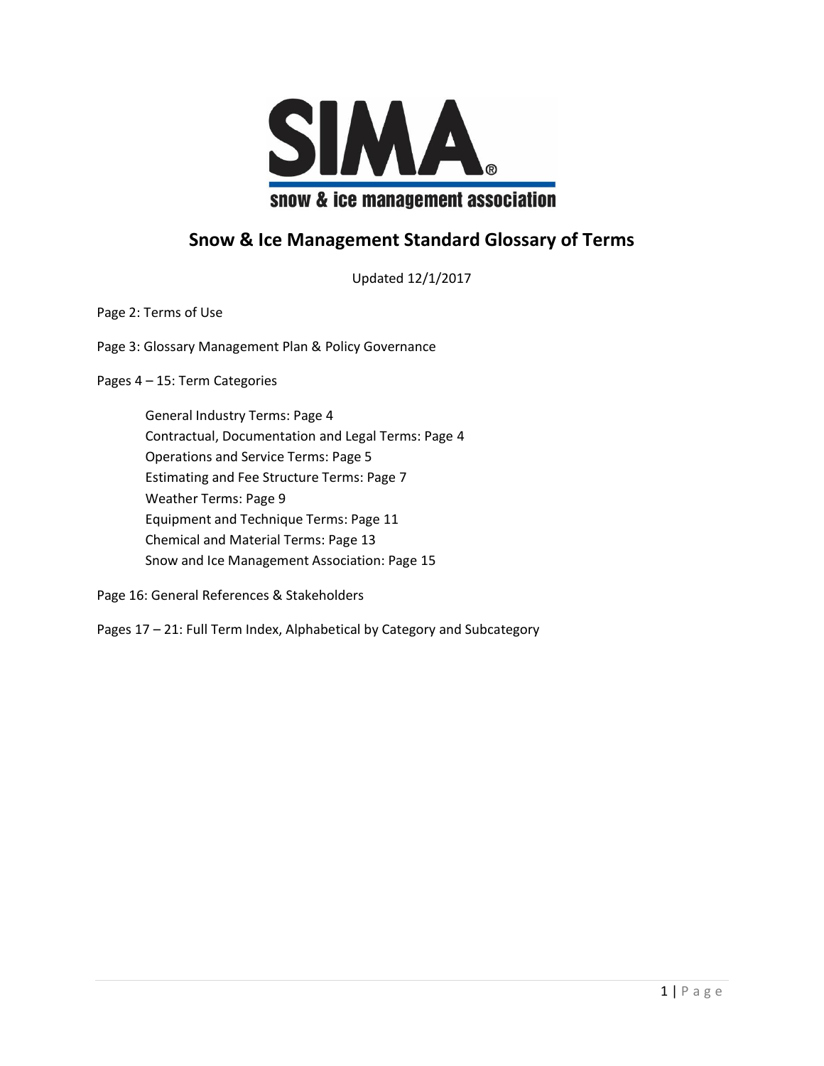# Snow & Ice Management Standard Glossary of Terms

Updated 12/1/2017

Page 2: Terms of Use

Page 3: Glossary Management Plan & Policy Governance

Pages 4 – 15: Term Categories

- General Industry Terms: Page 4
- Contractual, Documentation and Legal Terms: Page 4
- Operations and Service Terms: Page 5
- Estimating and Fee Structure Terms: Page 7
- Weather Terms: Page 9
- Equipment and Technique Terms: Page 11
- Chemical and Material Terms: Page 13
- Snow and Ice Management Association: Page 15

Page 16: General References & Stakeholders

Pages 17 – 21: Full Term Index, Alphabetical by Category and Subcategory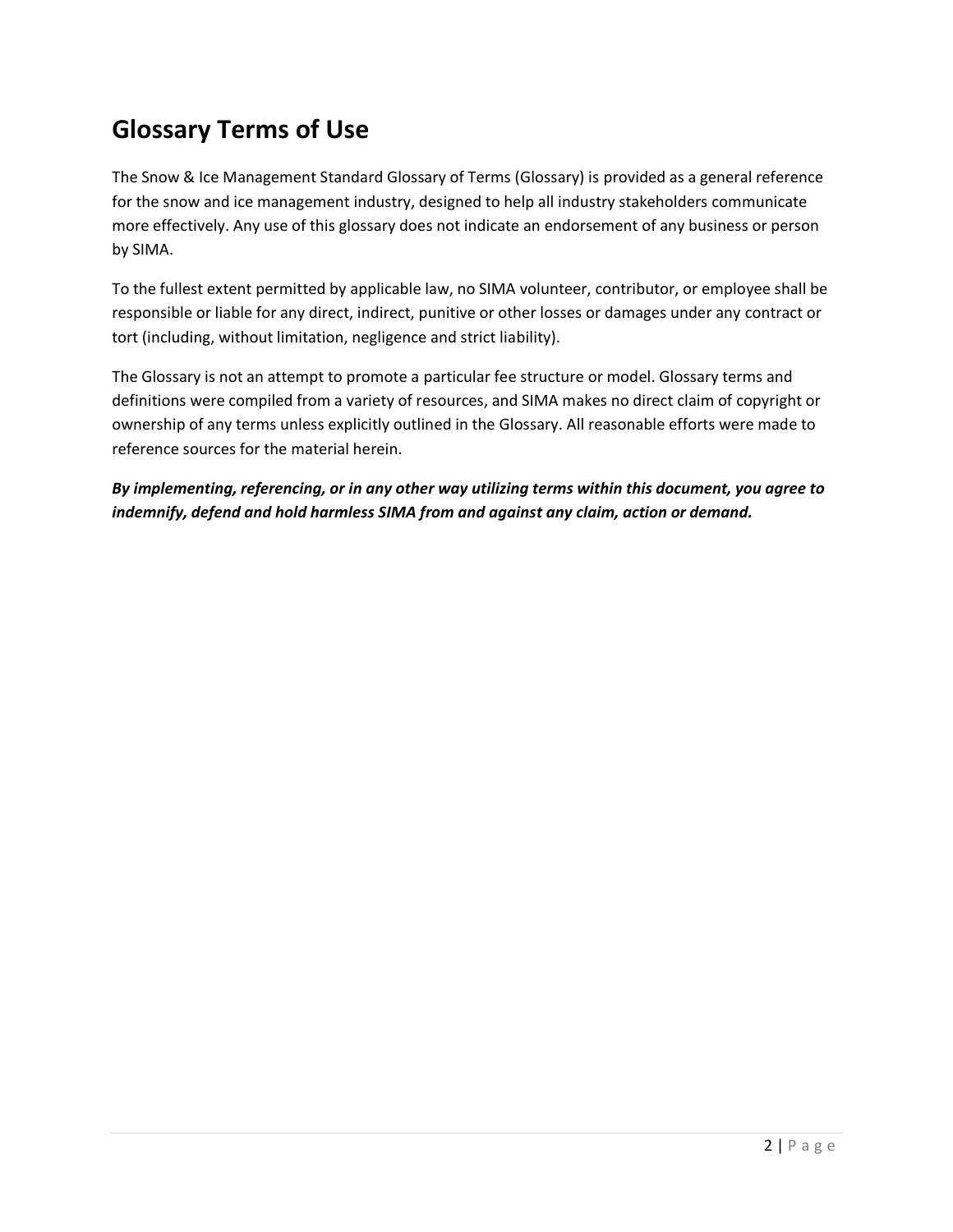# Glossary Terms of Use

The Snow & Ice Management Standard Glossary of Terms (Glossary) is provided as a general reference for the snow and ice management industry, designed to help all industry stakeholders communicate more effectively. Any use of this glossary does not indicate an endorsement of any business or person by SIMA.

To the fullest extent permitted by applicable law, no SIMA volunteer, contributor, or employee shall be responsible or liable for any direct, indirect, punitive or other losses or damages under any contract or tort (including, without limitation, negligence and strict liability).

The Glossary is not an attempt to promote a particular fee structure or model. Glossary terms and definitions were compiled from a variety of resources, and SIMA makes no direct claim of copyright or ownership of any terms unless explicitly outlined in the Glossary. All reasonable efforts were made to reference sources for the material herein.

***By implementing, referencing, or in any other way utilizing terms within this document, you agree to indemnify, defend and hold harmless SIMA from and against any claim, action or demand.***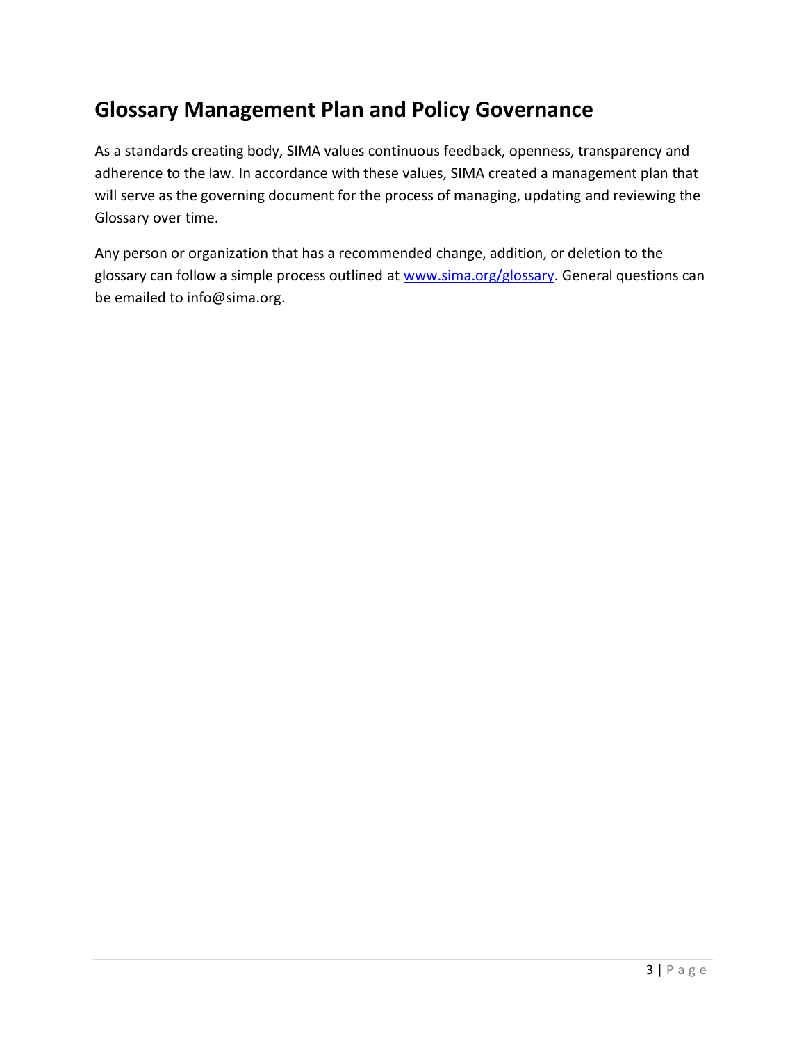## Glossary Management Plan and Policy Governance

As a standards creating body, SIMA values continuous feedback, openness, transparency and adherence to the law. In accordance with these values, SIMA created a management plan that will serve as the governing document for the process of managing, updating and reviewing the Glossary over time.

Any person or organization that has a recommended change, addition, or deletion to the glossary can follow a simple process outlined at [www.sima.org/glossary](www.sima.org/glossary). General questions can be emailed to info@sima.org.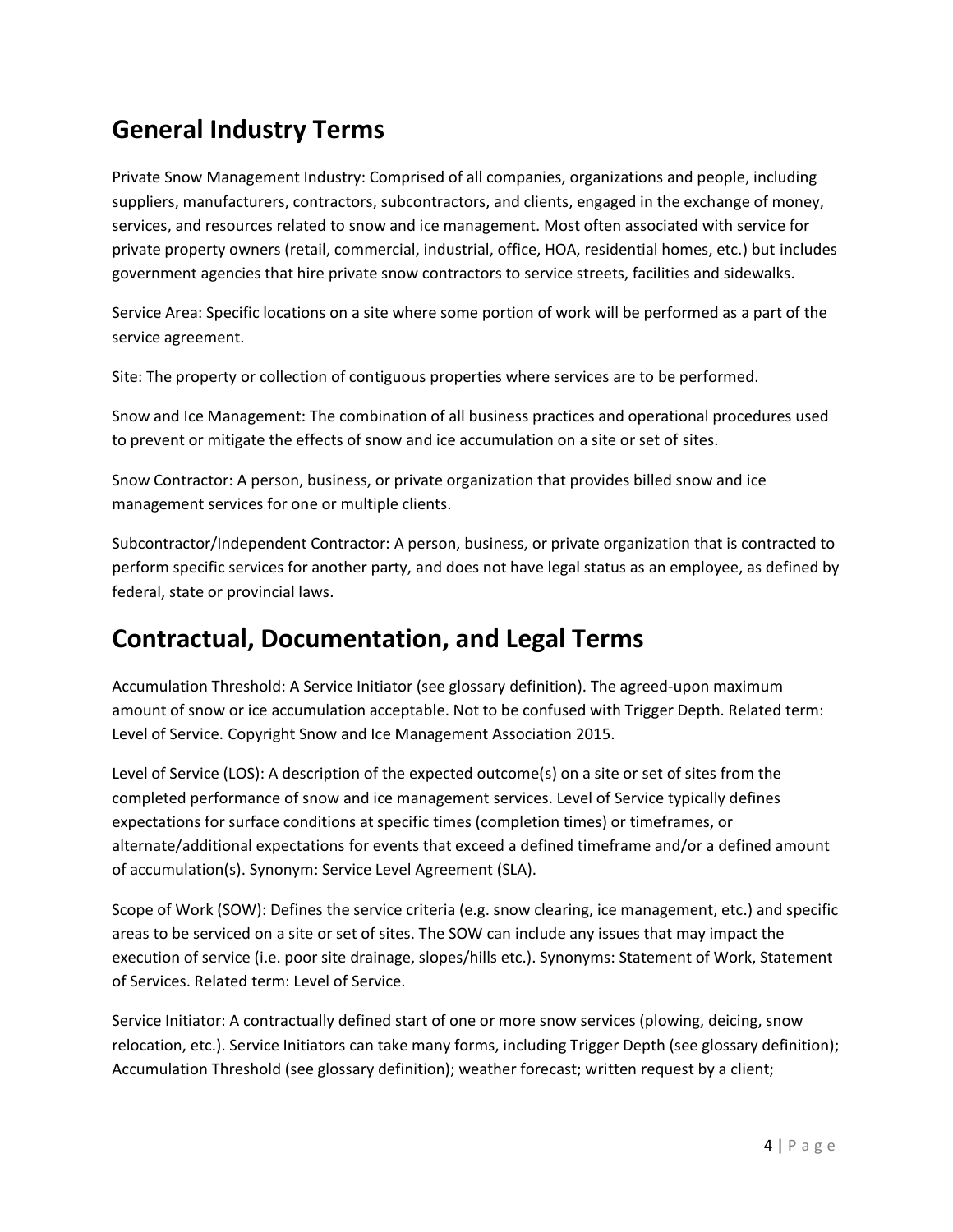## General Industry Terms

Private Snow Management Industry: Comprised of all companies, organizations and people, including suppliers, manufacturers, contractors, subcontractors, and clients, engaged in the exchange of money, services, and resources related to snow and ice management. Most often associated with service for private property owners (retail, commercial, industrial, office, HOA, residential homes, etc.) but includes government agencies that hire private snow contractors to service streets, facilities and sidewalks.

Service Area: Specific locations on a site where some portion of work will be performed as a part of the service agreement.

Site: The property or collection of contiguous properties where services are to be performed.

Snow and Ice Management: The combination of all business practices and operational procedures used to prevent or mitigate the effects of snow and ice accumulation on a site or set of sites.

Snow Contractor: A person, business, or private organization that provides billed snow and ice management services for one or multiple clients.

Subcontractor/Independent Contractor: A person, business, or private organization that is contracted to perform specific services for another party, and does not have legal status as an employee, as defined by federal, state or provincial laws.

## Contractual, Documentation, and Legal Terms

Accumulation Threshold: A Service Initiator (see glossary definition). The agreed-upon maximum amount of snow or ice accumulation acceptable. Not to be confused with Trigger Depth. Related term: Level of Service. Copyright Snow and Ice Management Association 2015.

Level of Service (LOS): A description of the expected outcome(s) on a site or set of sites from the completed performance of snow and ice management services. Level of Service typically defines expectations for surface conditions at specific times (completion times) or timeframes, or alternate/additional expectations for events that exceed a defined timeframe and/or a defined amount of accumulation(s). Synonym: Service Level Agreement (SLA).

Scope of Work (SOW): Defines the service criteria (e.g. snow clearing, ice management, etc.) and specific areas to be serviced on a site or set of sites. The SOW can include any issues that may impact the execution of service (i.e. poor site drainage, slopes/hills etc.). Synonyms: Statement of Work, Statement of Services. Related term: Level of Service.

Service Initiator: A contractually defined start of one or more snow services (plowing, deicing, snow relocation, etc.). Service Initiators can take many forms, including Trigger Depth (see glossary definition); Accumulation Threshold (see glossary definition); weather forecast; written request by a client;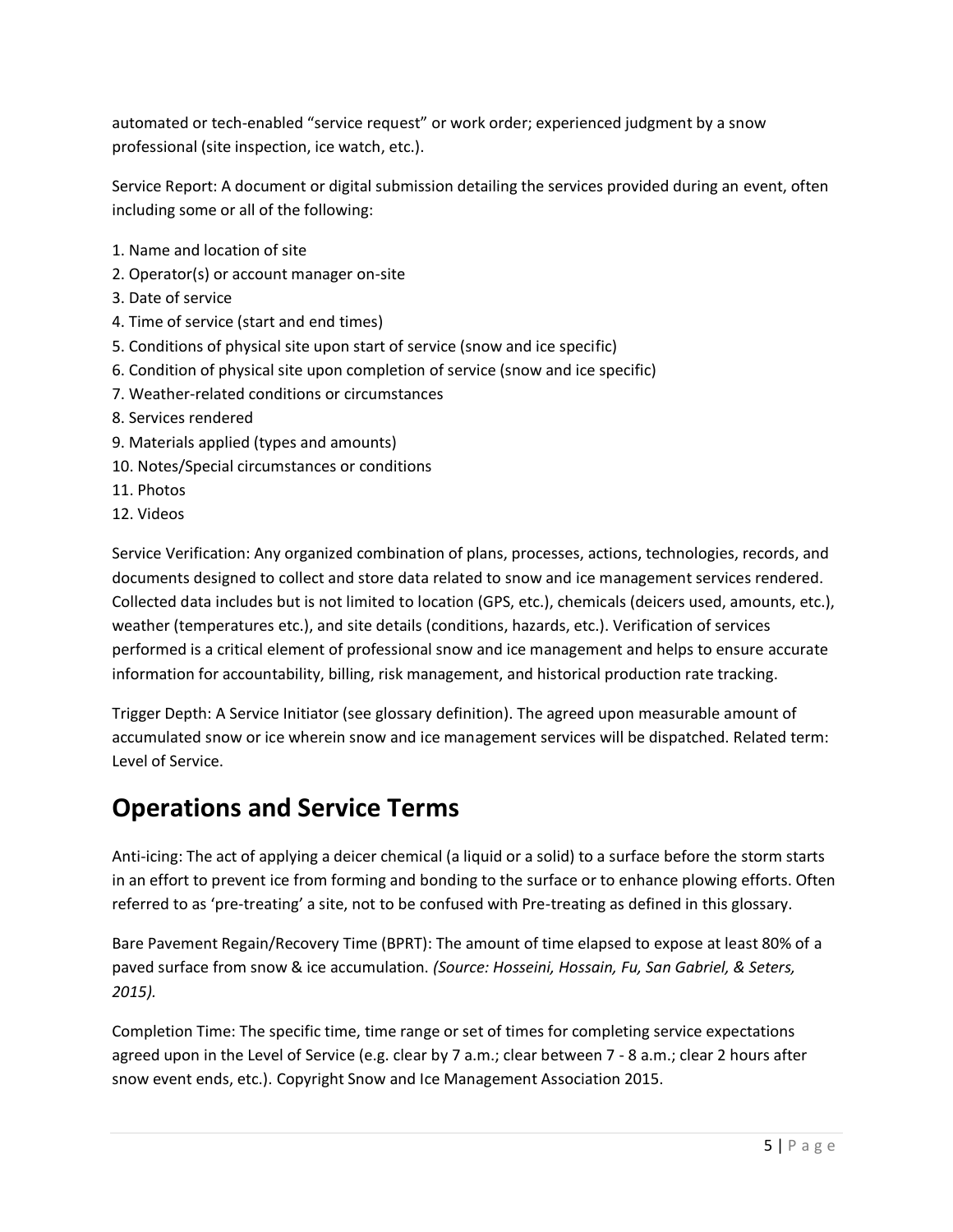automated or tech-enabled "service request" or work order; experienced judgment by a snow professional (site inspection, ice watch, etc.).

Service Report: A document or digital submission detailing the services provided during an event, often including some or all of the following:

1. Name and location of site
2. Operator(s) or account manager on-site
3. Date of service
4. Time of service (start and end times)
5. Conditions of physical site upon start of service (snow and ice specific)
6. Condition of physical site upon completion of service (snow and ice specific)
7. Weather-related conditions or circumstances
8. Services rendered
9. Materials applied (types and amounts)
10. Notes/Special circumstances or conditions
11. Photos
12. Videos

Service Verification: Any organized combination of plans, processes, actions, technologies, records, and documents designed to collect and store data related to snow and ice management services rendered. Collected data includes but is not limited to location (GPS, etc.), chemicals (deicers used, amounts, etc.), weather (temperatures etc.), and site details (conditions, hazards, etc.). Verification of services performed is a critical element of professional snow and ice management and helps to ensure accurate information for accountability, billing, risk management, and historical production rate tracking.

Trigger Depth: A Service Initiator (see glossary definition). The agreed upon measurable amount of accumulated snow or ice wherein snow and ice management services will be dispatched. Related term: Level of Service.

## Operations and Service Terms

Anti-icing: The act of applying a deicer chemical (a liquid or a solid) to a surface before the storm starts in an effort to prevent ice from forming and bonding to the surface or to enhance plowing efforts. Often referred to as 'pre-treating' a site, not to be confused with Pre-treating as defined in this glossary.

Bare Pavement Regain/Recovery Time (BPRT): The amount of time elapsed to expose at least 80% of a paved surface from snow & ice accumulation. *(Source: Hosseini, Hossain, Fu, San Gabriel, & Seters, 2015).*

Completion Time: The specific time, time range or set of times for completing service expectations agreed upon in the Level of Service (e.g. clear by 7 a.m.; clear between 7 - 8 a.m.; clear 2 hours after snow event ends, etc.). Copyright Snow and Ice Management Association 2015.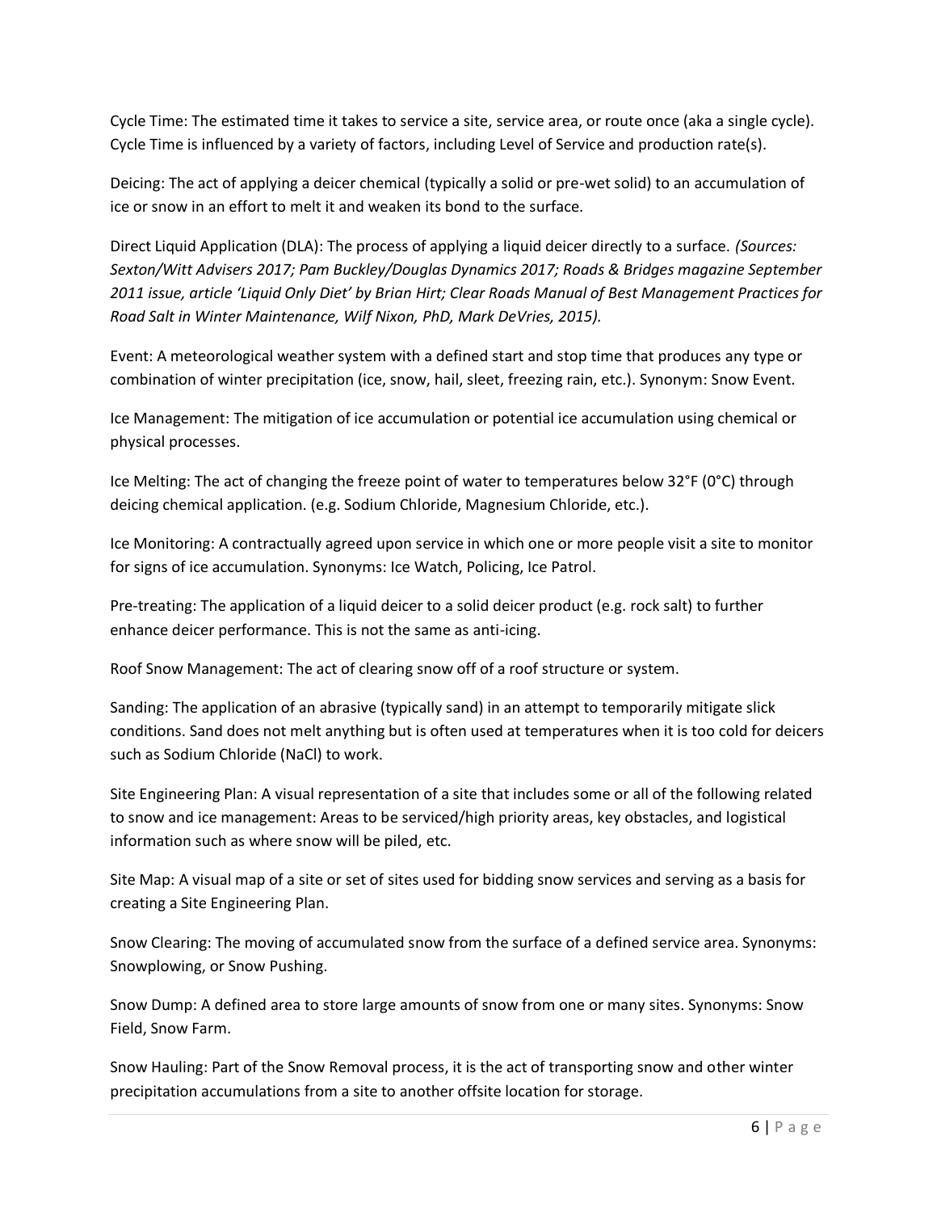Cycle Time: The estimated time it takes to service a site, service area, or route once (aka a single cycle). Cycle Time is influenced by a variety of factors, including Level of Service and production rate(s).

Deicing: The act of applying a deicer chemical (typically a solid or pre-wet solid) to an accumulation of ice or snow in an effort to melt it and weaken its bond to the surface.

Direct Liquid Application (DLA): The process of applying a liquid deicer directly to a surface. *(Sources: Sexton/Witt Advisers 2017; Pam Buckley/Douglas Dynamics 2017; Roads & Bridges magazine September 2011 issue, article 'Liquid Only Diet' by Brian Hirt; Clear Roads Manual of Best Management Practices for Road Salt in Winter Maintenance, Wilf Nixon, PhD, Mark DeVries, 2015).*

Event: A meteorological weather system with a defined start and stop time that produces any type or combination of winter precipitation (ice, snow, hail, sleet, freezing rain, etc.). Synonym: Snow Event.

Ice Management: The mitigation of ice accumulation or potential ice accumulation using chemical or physical processes.

Ice Melting: The act of changing the freeze point of water to temperatures below 32°F (0°C) through deicing chemical application. (e.g. Sodium Chloride, Magnesium Chloride, etc.).

Ice Monitoring: A contractually agreed upon service in which one or more people visit a site to monitor for signs of ice accumulation. Synonyms: Ice Watch, Policing, Ice Patrol.

Pre-treating: The application of a liquid deicer to a solid deicer product (e.g. rock salt) to further enhance deicer performance. This is not the same as anti-icing.

Roof Snow Management: The act of clearing snow off of a roof structure or system.

Sanding: The application of an abrasive (typically sand) in an attempt to temporarily mitigate slick conditions. Sand does not melt anything but is often used at temperatures when it is too cold for deicers such as Sodium Chloride (NaCl) to work.

Site Engineering Plan: A visual representation of a site that includes some or all of the following related to snow and ice management: Areas to be serviced/high priority areas, key obstacles, and logistical information such as where snow will be piled, etc.

Site Map: A visual map of a site or set of sites used for bidding snow services and serving as a basis for creating a Site Engineering Plan.

Snow Clearing: The moving of accumulated snow from the surface of a defined service area. Synonyms: Snowplowing, or Snow Pushing.

Snow Dump: A defined area to store large amounts of snow from one or many sites. Synonyms: Snow Field, Snow Farm.

Snow Hauling: Part of the Snow Removal process, it is the act of transporting snow and other winter precipitation accumulations from a site to another offsite location for storage.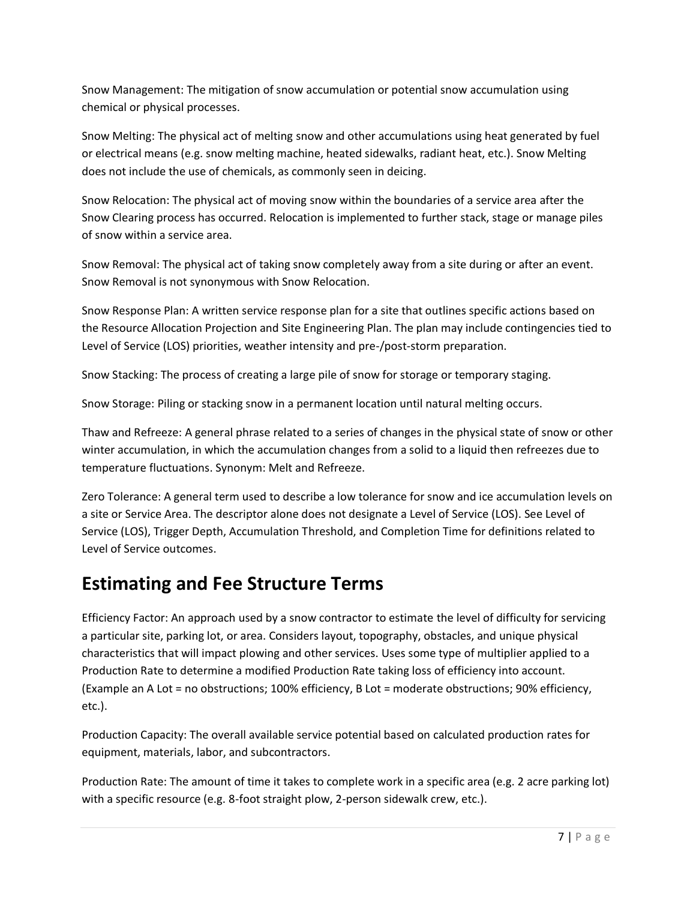Snow Management: The mitigation of snow accumulation or potential snow accumulation using chemical or physical processes.

Snow Melting: The physical act of melting snow and other accumulations using heat generated by fuel or electrical means (e.g. snow melting machine, heated sidewalks, radiant heat, etc.). Snow Melting does not include the use of chemicals, as commonly seen in deicing.

Snow Relocation: The physical act of moving snow within the boundaries of a service area after the Snow Clearing process has occurred. Relocation is implemented to further stack, stage or manage piles of snow within a service area.

Snow Removal: The physical act of taking snow completely away from a site during or after an event. Snow Removal is not synonymous with Snow Relocation.

Snow Response Plan: A written service response plan for a site that outlines specific actions based on the Resource Allocation Projection and Site Engineering Plan. The plan may include contingencies tied to Level of Service (LOS) priorities, weather intensity and pre-/post-storm preparation.

Snow Stacking: The process of creating a large pile of snow for storage or temporary staging.

Snow Storage: Piling or stacking snow in a permanent location until natural melting occurs.

Thaw and Refreeze: A general phrase related to a series of changes in the physical state of snow or other winter accumulation, in which the accumulation changes from a solid to a liquid then refreezes due to temperature fluctuations. Synonym: Melt and Refreeze.

Zero Tolerance: A general term used to describe a low tolerance for snow and ice accumulation levels on a site or Service Area. The descriptor alone does not designate a Level of Service (LOS). See Level of Service (LOS), Trigger Depth, Accumulation Threshold, and Completion Time for definitions related to Level of Service outcomes.

# Estimating and Fee Structure Terms

Efficiency Factor: An approach used by a snow contractor to estimate the level of difficulty for servicing a particular site, parking lot, or area. Considers layout, topography, obstacles, and unique physical characteristics that will impact plowing and other services. Uses some type of multiplier applied to a Production Rate to determine a modified Production Rate taking loss of efficiency into account. (Example an A Lot = no obstructions; 100% efficiency, B Lot = moderate obstructions; 90% efficiency, etc.).

Production Capacity: The overall available service potential based on calculated production rates for equipment, materials, labor, and subcontractors.

Production Rate: The amount of time it takes to complete work in a specific area (e.g. 2 acre parking lot) with a specific resource (e.g. 8-foot straight plow, 2-person sidewalk crew, etc.).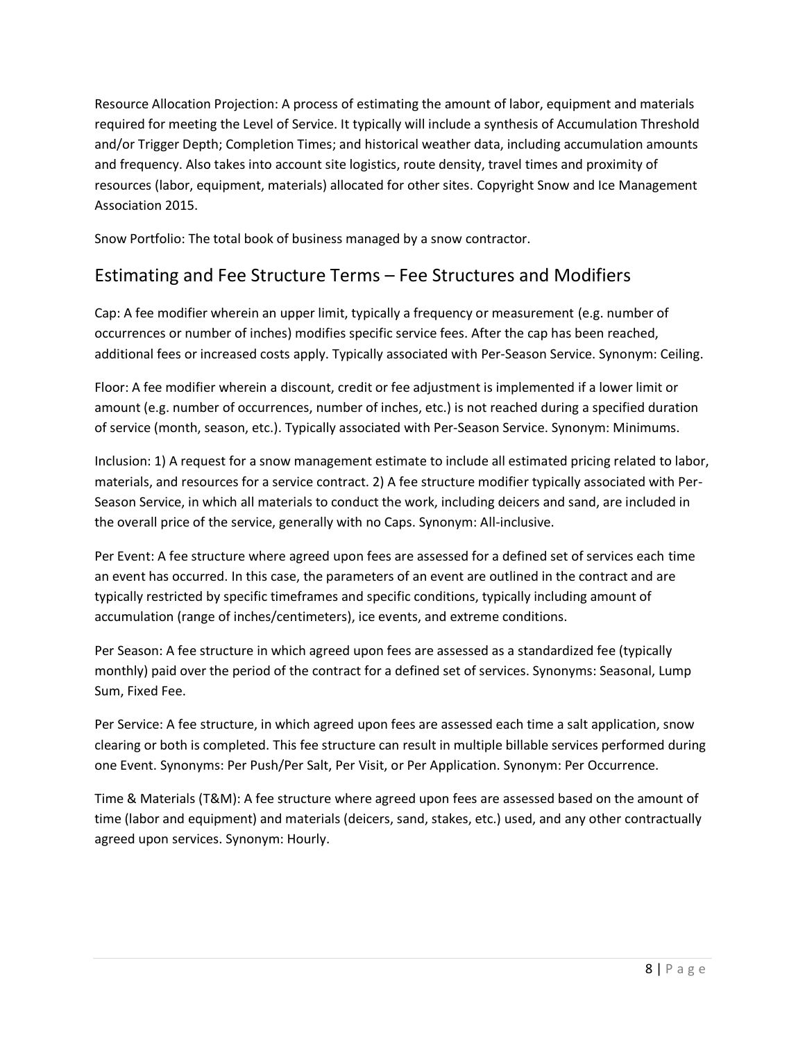Resource Allocation Projection: A process of estimating the amount of labor, equipment and materials required for meeting the Level of Service. It typically will include a synthesis of Accumulation Threshold and/or Trigger Depth; Completion Times; and historical weather data, including accumulation amounts and frequency. Also takes into account site logistics, route density, travel times and proximity of resources (labor, equipment, materials) allocated for other sites. Copyright Snow and Ice Management Association 2015.

Snow Portfolio: The total book of business managed by a snow contractor.

## Estimating and Fee Structure Terms – Fee Structures and Modifiers

Cap: A fee modifier wherein an upper limit, typically a frequency or measurement (e.g. number of occurrences or number of inches) modifies specific service fees. After the cap has been reached, additional fees or increased costs apply. Typically associated with Per-Season Service. Synonym: Ceiling.

Floor: A fee modifier wherein a discount, credit or fee adjustment is implemented if a lower limit or amount (e.g. number of occurrences, number of inches, etc.) is not reached during a specified duration of service (month, season, etc.). Typically associated with Per-Season Service. Synonym: Minimums.

Inclusion: 1) A request for a snow management estimate to include all estimated pricing related to labor, materials, and resources for a service contract. 2) A fee structure modifier typically associated with Per-Season Service, in which all materials to conduct the work, including deicers and sand, are included in the overall price of the service, generally with no Caps. Synonym: All-inclusive.

Per Event: A fee structure where agreed upon fees are assessed for a defined set of services each time an event has occurred. In this case, the parameters of an event are outlined in the contract and are typically restricted by specific timeframes and specific conditions, typically including amount of accumulation (range of inches/centimeters), ice events, and extreme conditions.

Per Season: A fee structure in which agreed upon fees are assessed as a standardized fee (typically monthly) paid over the period of the contract for a defined set of services. Synonyms: Seasonal, Lump Sum, Fixed Fee.

Per Service: A fee structure, in which agreed upon fees are assessed each time a salt application, snow clearing or both is completed. This fee structure can result in multiple billable services performed during one Event. Synonyms: Per Push/Per Salt, Per Visit, or Per Application. Synonym: Per Occurrence.

Time & Materials (T&M): A fee structure where agreed upon fees are assessed based on the amount of time (labor and equipment) and materials (deicers, sand, stakes, etc.) used, and any other contractually agreed upon services. Synonym: Hourly.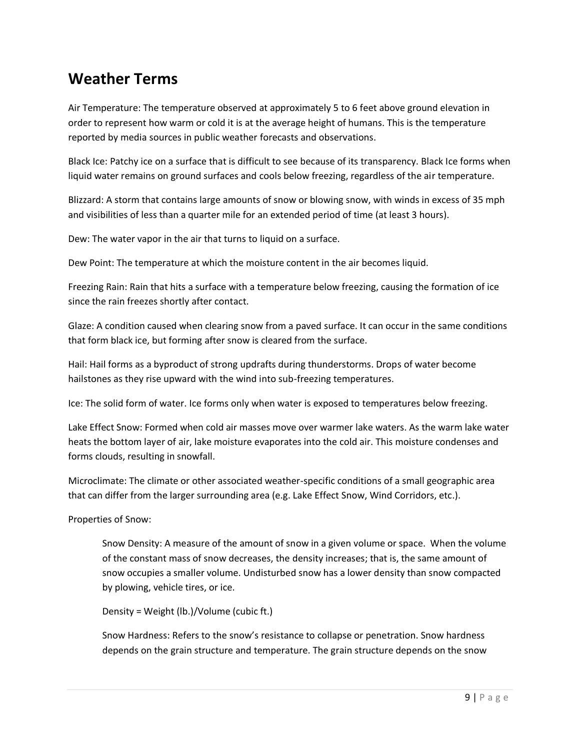## Weather Terms

Air Temperature: The temperature observed at approximately 5 to 6 feet above ground elevation in order to represent how warm or cold it is at the average height of humans. This is the temperature reported by media sources in public weather forecasts and observations.

Black Ice: Patchy ice on a surface that is difficult to see because of its transparency. Black Ice forms when liquid water remains on ground surfaces and cools below freezing, regardless of the air temperature.

Blizzard: A storm that contains large amounts of snow or blowing snow, with winds in excess of 35 mph and visibilities of less than a quarter mile for an extended period of time (at least 3 hours).

Dew: The water vapor in the air that turns to liquid on a surface.

Dew Point: The temperature at which the moisture content in the air becomes liquid.

Freezing Rain: Rain that hits a surface with a temperature below freezing, causing the formation of ice since the rain freezes shortly after contact.

Glaze: A condition caused when clearing snow from a paved surface. It can occur in the same conditions that form black ice, but forming after snow is cleared from the surface.

Hail: Hail forms as a byproduct of strong updrafts during thunderstorms. Drops of water become hailstones as they rise upward with the wind into sub-freezing temperatures.

Ice: The solid form of water. Ice forms only when water is exposed to temperatures below freezing.

Lake Effect Snow: Formed when cold air masses move over warmer lake waters. As the warm lake water heats the bottom layer of air, lake moisture evaporates into the cold air. This moisture condenses and forms clouds, resulting in snowfall.

Microclimate: The climate or other associated weather-specific conditions of a small geographic area that can differ from the larger surrounding area (e.g. Lake Effect Snow, Wind Corridors, etc.).

Properties of Snow:

> Snow Density: A measure of the amount of snow in a given volume or space. When the volume of the constant mass of snow decreases, the density increases; that is, the same amount of snow occupies a smaller volume. Undisturbed snow has a lower density than snow compacted by plowing, vehicle tires, or ice.
>
> Density = Weight (lb.)/Volume (cubic ft.)
>
> Snow Hardness: Refers to the snow's resistance to collapse or penetration. Snow hardness depends on the grain structure and temperature. The grain structure depends on the snow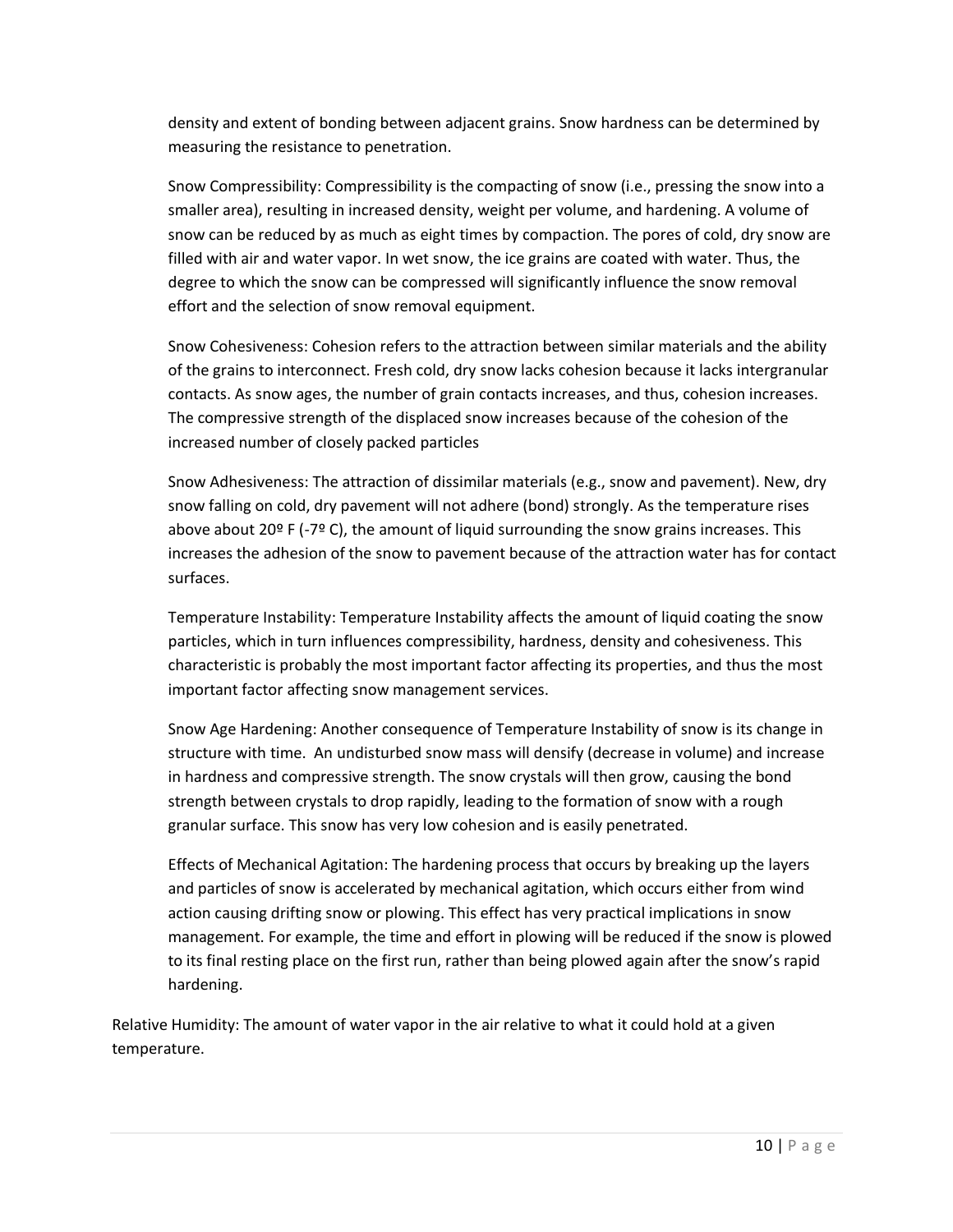density and extent of bonding between adjacent grains. Snow hardness can be determined by measuring the resistance to penetration.

Snow Compressibility: Compressibility is the compacting of snow (i.e., pressing the snow into a smaller area), resulting in increased density, weight per volume, and hardening. A volume of snow can be reduced by as much as eight times by compaction. The pores of cold, dry snow are filled with air and water vapor. In wet snow, the ice grains are coated with water. Thus, the degree to which the snow can be compressed will significantly influence the snow removal effort and the selection of snow removal equipment.

Snow Cohesiveness: Cohesion refers to the attraction between similar materials and the ability of the grains to interconnect. Fresh cold, dry snow lacks cohesion because it lacks intergranular contacts. As snow ages, the number of grain contacts increases, and thus, cohesion increases. The compressive strength of the displaced snow increases because of the cohesion of the increased number of closely packed particles

Snow Adhesiveness: The attraction of dissimilar materials (e.g., snow and pavement). New, dry snow falling on cold, dry pavement will not adhere (bond) strongly. As the temperature rises above about 20º F (-7º C), the amount of liquid surrounding the snow grains increases. This increases the adhesion of the snow to pavement because of the attraction water has for contact surfaces.

Temperature Instability: Temperature Instability affects the amount of liquid coating the snow particles, which in turn influences compressibility, hardness, density and cohesiveness. This characteristic is probably the most important factor affecting its properties, and thus the most important factor affecting snow management services.

Snow Age Hardening: Another consequence of Temperature Instability of snow is its change in structure with time. An undisturbed snow mass will densify (decrease in volume) and increase in hardness and compressive strength. The snow crystals will then grow, causing the bond strength between crystals to drop rapidly, leading to the formation of snow with a rough granular surface. This snow has very low cohesion and is easily penetrated.

Effects of Mechanical Agitation: The hardening process that occurs by breaking up the layers and particles of snow is accelerated by mechanical agitation, which occurs either from wind action causing drifting snow or plowing. This effect has very practical implications in snow management. For example, the time and effort in plowing will be reduced if the snow is plowed to its final resting place on the first run, rather than being plowed again after the snow's rapid hardening.

Relative Humidity: The amount of water vapor in the air relative to what it could hold at a given temperature.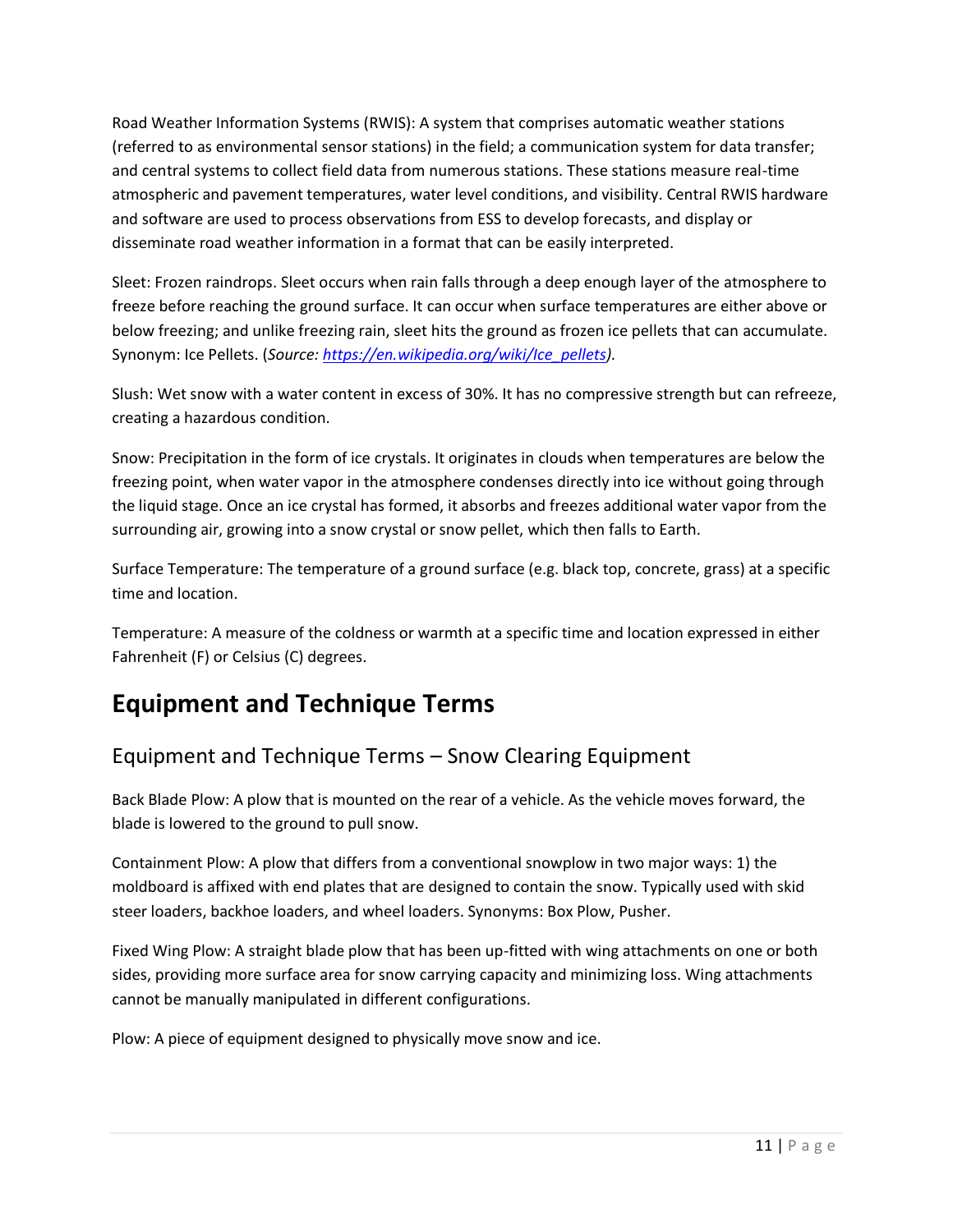Road Weather Information Systems (RWIS): A system that comprises automatic weather stations (referred to as environmental sensor stations) in the field; a communication system for data transfer; and central systems to collect field data from numerous stations. These stations measure real-time atmospheric and pavement temperatures, water level conditions, and visibility. Central RWIS hardware and software are used to process observations from ESS to develop forecasts, and display or disseminate road weather information in a format that can be easily interpreted.

Sleet: Frozen raindrops. Sleet occurs when rain falls through a deep enough layer of the atmosphere to freeze before reaching the ground surface. It can occur when surface temperatures are either above or below freezing; and unlike freezing rain, sleet hits the ground as frozen ice pellets that can accumulate. Synonym: Ice Pellets. (*Source: [https://en.wikipedia.org/wiki/Ice_pellets](https://en.wikipedia.org/wiki/Ice_pellets)*).

Slush: Wet snow with a water content in excess of 30%. It has no compressive strength but can refreeze, creating a hazardous condition.

Snow: Precipitation in the form of ice crystals. It originates in clouds when temperatures are below the freezing point, when water vapor in the atmosphere condenses directly into ice without going through the liquid stage. Once an ice crystal has formed, it absorbs and freezes additional water vapor from the surrounding air, growing into a snow crystal or snow pellet, which then falls to Earth.

Surface Temperature: The temperature of a ground surface (e.g. black top, concrete, grass) at a specific time and location.

Temperature: A measure of the coldness or warmth at a specific time and location expressed in either Fahrenheit (F) or Celsius (C) degrees.

# Equipment and Technique Terms

## Equipment and Technique Terms – Snow Clearing Equipment

Back Blade Plow: A plow that is mounted on the rear of a vehicle. As the vehicle moves forward, the blade is lowered to the ground to pull snow.

Containment Plow: A plow that differs from a conventional snowplow in two major ways: 1) the moldboard is affixed with end plates that are designed to contain the snow. Typically used with skid steer loaders, backhoe loaders, and wheel loaders. Synonyms: Box Plow, Pusher.

Fixed Wing Plow: A straight blade plow that has been up-fitted with wing attachments on one or both sides, providing more surface area for snow carrying capacity and minimizing loss. Wing attachments cannot be manually manipulated in different configurations.

Plow: A piece of equipment designed to physically move snow and ice.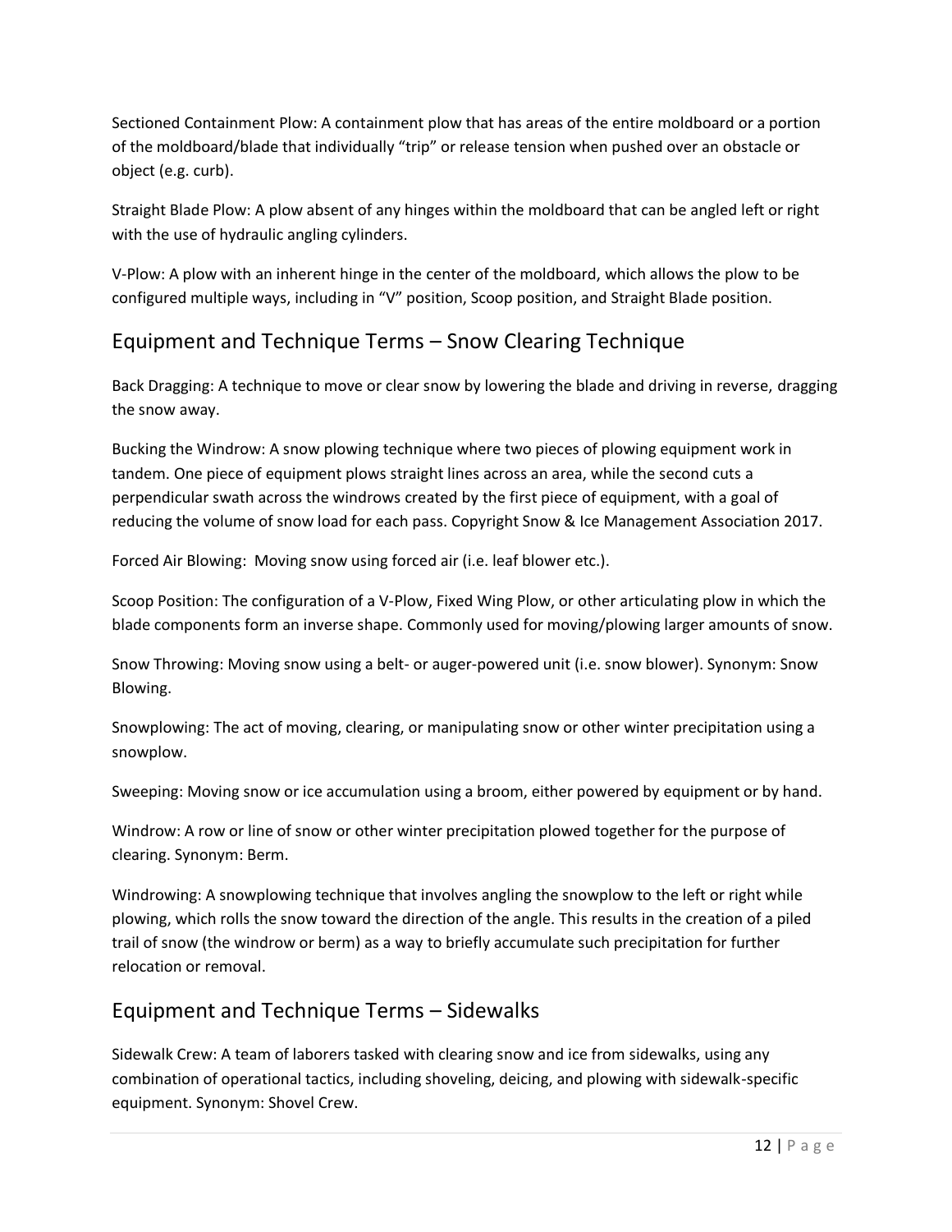Sectioned Containment Plow: A containment plow that has areas of the entire moldboard or a portion of the moldboard/blade that individually "trip" or release tension when pushed over an obstacle or object (e.g. curb).

Straight Blade Plow: A plow absent of any hinges within the moldboard that can be angled left or right with the use of hydraulic angling cylinders.

V-Plow: A plow with an inherent hinge in the center of the moldboard, which allows the plow to be configured multiple ways, including in "V" position, Scoop position, and Straight Blade position.

## Equipment and Technique Terms – Snow Clearing Technique

Back Dragging: A technique to move or clear snow by lowering the blade and driving in reverse, dragging the snow away.

Bucking the Windrow: A snow plowing technique where two pieces of plowing equipment work in tandem. One piece of equipment plows straight lines across an area, while the second cuts a perpendicular swath across the windrows created by the first piece of equipment, with a goal of reducing the volume of snow load for each pass. Copyright Snow & Ice Management Association 2017.

Forced Air Blowing: Moving snow using forced air (i.e. leaf blower etc.).

Scoop Position: The configuration of a V-Plow, Fixed Wing Plow, or other articulating plow in which the blade components form an inverse shape. Commonly used for moving/plowing larger amounts of snow.

Snow Throwing: Moving snow using a belt- or auger-powered unit (i.e. snow blower). Synonym: Snow Blowing.

Snowplowing: The act of moving, clearing, or manipulating snow or other winter precipitation using a snowplow.

Sweeping: Moving snow or ice accumulation using a broom, either powered by equipment or by hand.

Windrow: A row or line of snow or other winter precipitation plowed together for the purpose of clearing. Synonym: Berm.

Windrowing: A snowplowing technique that involves angling the snowplow to the left or right while plowing, which rolls the snow toward the direction of the angle. This results in the creation of a piled trail of snow (the windrow or berm) as a way to briefly accumulate such precipitation for further relocation or removal.

## Equipment and Technique Terms – Sidewalks

Sidewalk Crew: A team of laborers tasked with clearing snow and ice from sidewalks, using any combination of operational tactics, including shoveling, deicing, and plowing with sidewalk-specific equipment. Synonym: Shovel Crew.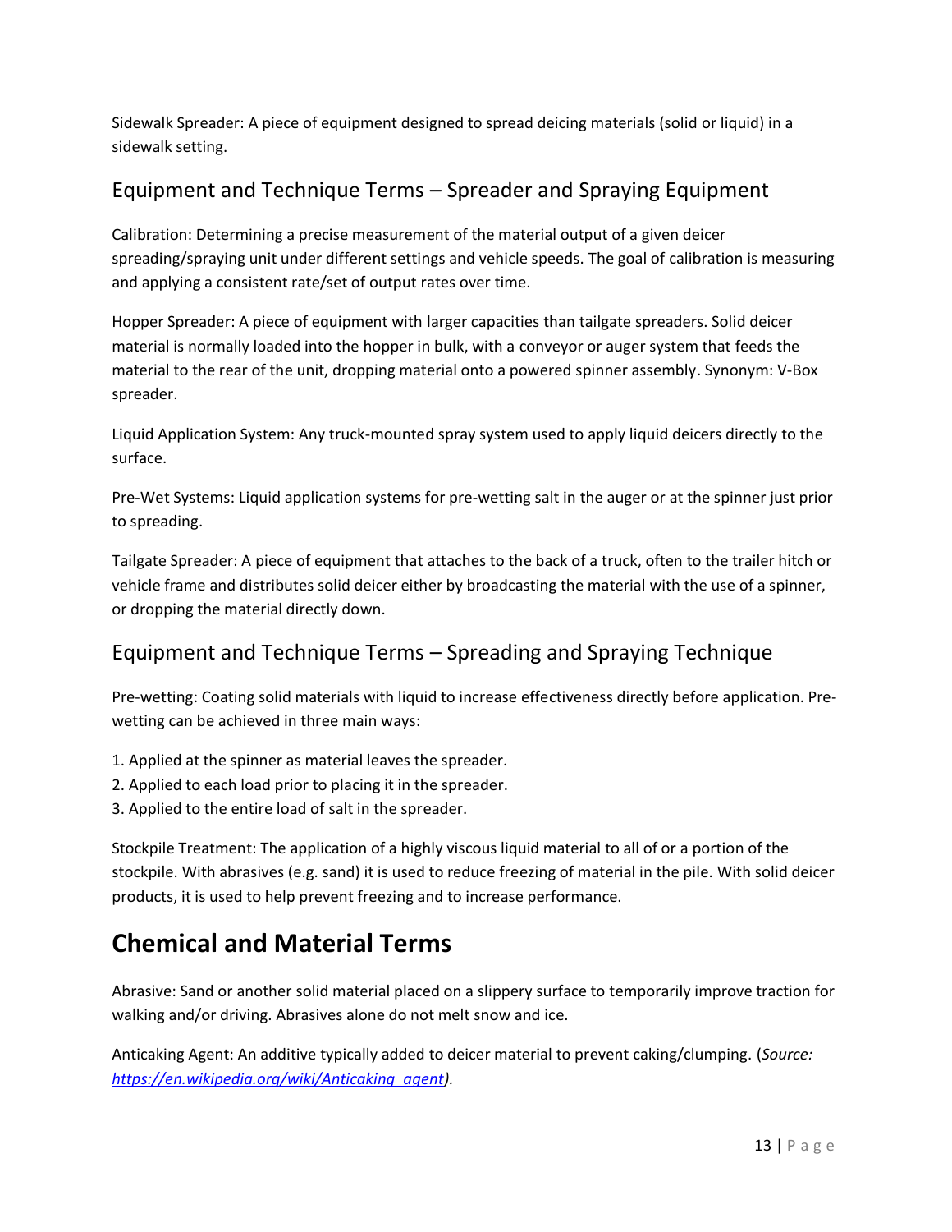Sidewalk Spreader: A piece of equipment designed to spread deicing materials (solid or liquid) in a sidewalk setting.

## Equipment and Technique Terms – Spreader and Spraying Equipment

Calibration: Determining a precise measurement of the material output of a given deicer spreading/spraying unit under different settings and vehicle speeds. The goal of calibration is measuring and applying a consistent rate/set of output rates over time.

Hopper Spreader: A piece of equipment with larger capacities than tailgate spreaders. Solid deicer material is normally loaded into the hopper in bulk, with a conveyor or auger system that feeds the material to the rear of the unit, dropping material onto a powered spinner assembly. Synonym: V-Box spreader.

Liquid Application System: Any truck-mounted spray system used to apply liquid deicers directly to the surface.

Pre-Wet Systems: Liquid application systems for pre-wetting salt in the auger or at the spinner just prior to spreading.

Tailgate Spreader: A piece of equipment that attaches to the back of a truck, often to the trailer hitch or vehicle frame and distributes solid deicer either by broadcasting the material with the use of a spinner, or dropping the material directly down.

## Equipment and Technique Terms – Spreading and Spraying Technique

Pre-wetting: Coating solid materials with liquid to increase effectiveness directly before application. Pre-wetting can be achieved in three main ways:

1. Applied at the spinner as material leaves the spreader.
2. Applied to each load prior to placing it in the spreader.
3. Applied to the entire load of salt in the spreader.

Stockpile Treatment: The application of a highly viscous liquid material to all of or a portion of the stockpile. With abrasives (e.g. sand) it is used to reduce freezing of material in the pile. With solid deicer products, it is used to help prevent freezing and to increase performance.

# Chemical and Material Terms

Abrasive: Sand or another solid material placed on a slippery surface to temporarily improve traction for walking and/or driving. Abrasives alone do not melt snow and ice.

Anticaking Agent: An additive typically added to deicer material to prevent caking/clumping. (*Source: https://en.wikipedia.org/wiki/Anticaking_agent).*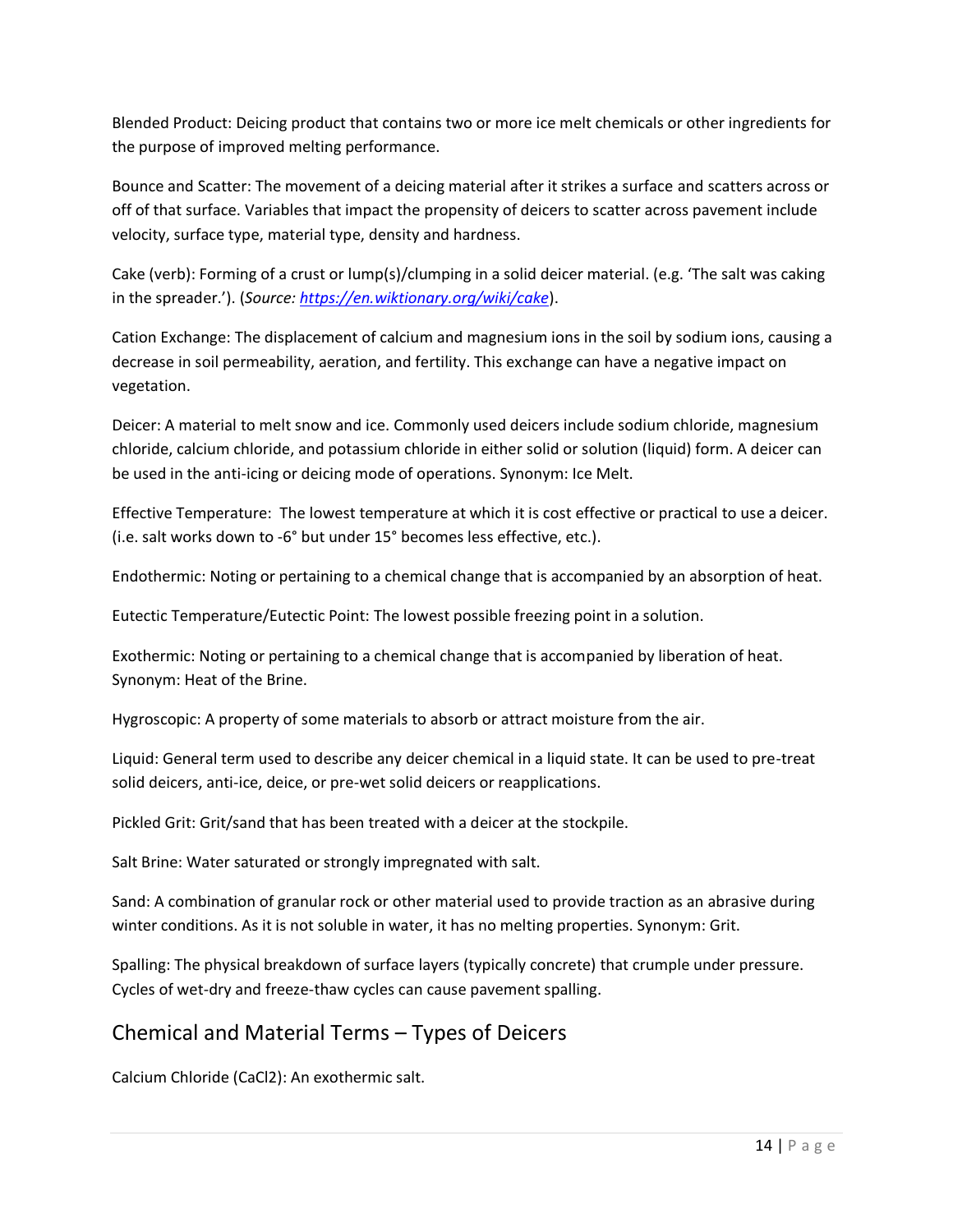Blended Product: Deicing product that contains two or more ice melt chemicals or other ingredients for the purpose of improved melting performance.

Bounce and Scatter: The movement of a deicing material after it strikes a surface and scatters across or off of that surface. Variables that impact the propensity of deicers to scatter across pavement include velocity, surface type, material type, density and hardness.

Cake (verb): Forming of a crust or lump(s)/clumping in a solid deicer material. (e.g. 'The salt was caking in the spreader.'). (*Source: [https://en.wiktionary.org/wiki/cake](https://en.wiktionary.org/wiki/cake)*).

Cation Exchange: The displacement of calcium and magnesium ions in the soil by sodium ions, causing a decrease in soil permeability, aeration, and fertility. This exchange can have a negative impact on vegetation.

Deicer: A material to melt snow and ice. Commonly used deicers include sodium chloride, magnesium chloride, calcium chloride, and potassium chloride in either solid or solution (liquid) form. A deicer can be used in the anti-icing or deicing mode of operations. Synonym: Ice Melt.

Effective Temperature: The lowest temperature at which it is cost effective or practical to use a deicer. (i.e. salt works down to -6° but under 15° becomes less effective, etc.).

Endothermic: Noting or pertaining to a chemical change that is accompanied by an absorption of heat.

Eutectic Temperature/Eutectic Point: The lowest possible freezing point in a solution.

Exothermic: Noting or pertaining to a chemical change that is accompanied by liberation of heat. Synonym: Heat of the Brine.

Hygroscopic: A property of some materials to absorb or attract moisture from the air.

Liquid: General term used to describe any deicer chemical in a liquid state. It can be used to pre-treat solid deicers, anti-ice, deice, or pre-wet solid deicers or reapplications.

Pickled Grit: Grit/sand that has been treated with a deicer at the stockpile.

Salt Brine: Water saturated or strongly impregnated with salt.

Sand: A combination of granular rock or other material used to provide traction as an abrasive during winter conditions. As it is not soluble in water, it has no melting properties. Synonym: Grit.

Spalling: The physical breakdown of surface layers (typically concrete) that crumple under pressure. Cycles of wet-dry and freeze-thaw cycles can cause pavement spalling.

## Chemical and Material Terms – Types of Deicers

Calcium Chloride ($CaCl_2$): An exothermic salt.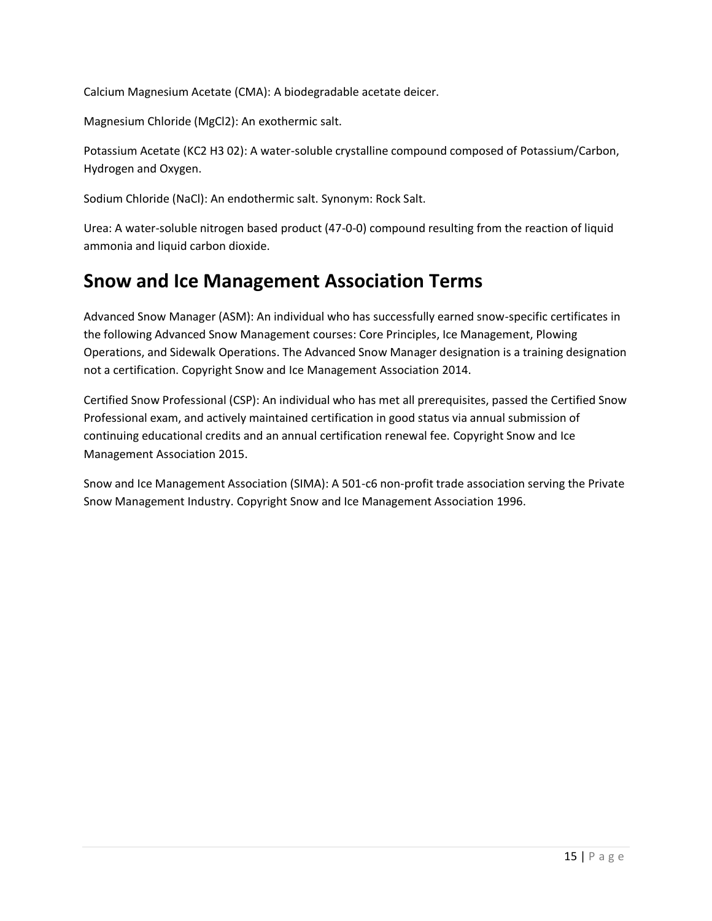Calcium Magnesium Acetate (CMA): A biodegradable acetate deicer.

Magnesium Chloride ($MgCl_2$): An exothermic salt.

Potassium Acetate (KC2 H3 02): A water-soluble crystalline compound composed of Potassium/Carbon, Hydrogen and Oxygen.

Sodium Chloride (NaCl): An endothermic salt. Synonym: Rock Salt.

Urea: A water-soluble nitrogen based product (47-0-0) compound resulting from the reaction of liquid ammonia and liquid carbon dioxide.

## Snow and Ice Management Association Terms

Advanced Snow Manager (ASM): An individual who has successfully earned snow-specific certificates in the following Advanced Snow Management courses: Core Principles, Ice Management, Plowing Operations, and Sidewalk Operations. The Advanced Snow Manager designation is a training designation not a certification. Copyright Snow and Ice Management Association 2014.

Certified Snow Professional (CSP): An individual who has met all prerequisites, passed the Certified Snow Professional exam, and actively maintained certification in good status via annual submission of continuing educational credits and an annual certification renewal fee. Copyright Snow and Ice Management Association 2015.

Snow and Ice Management Association (SIMA): A 501-c6 non-profit trade association serving the Private Snow Management Industry. Copyright Snow and Ice Management Association 1996.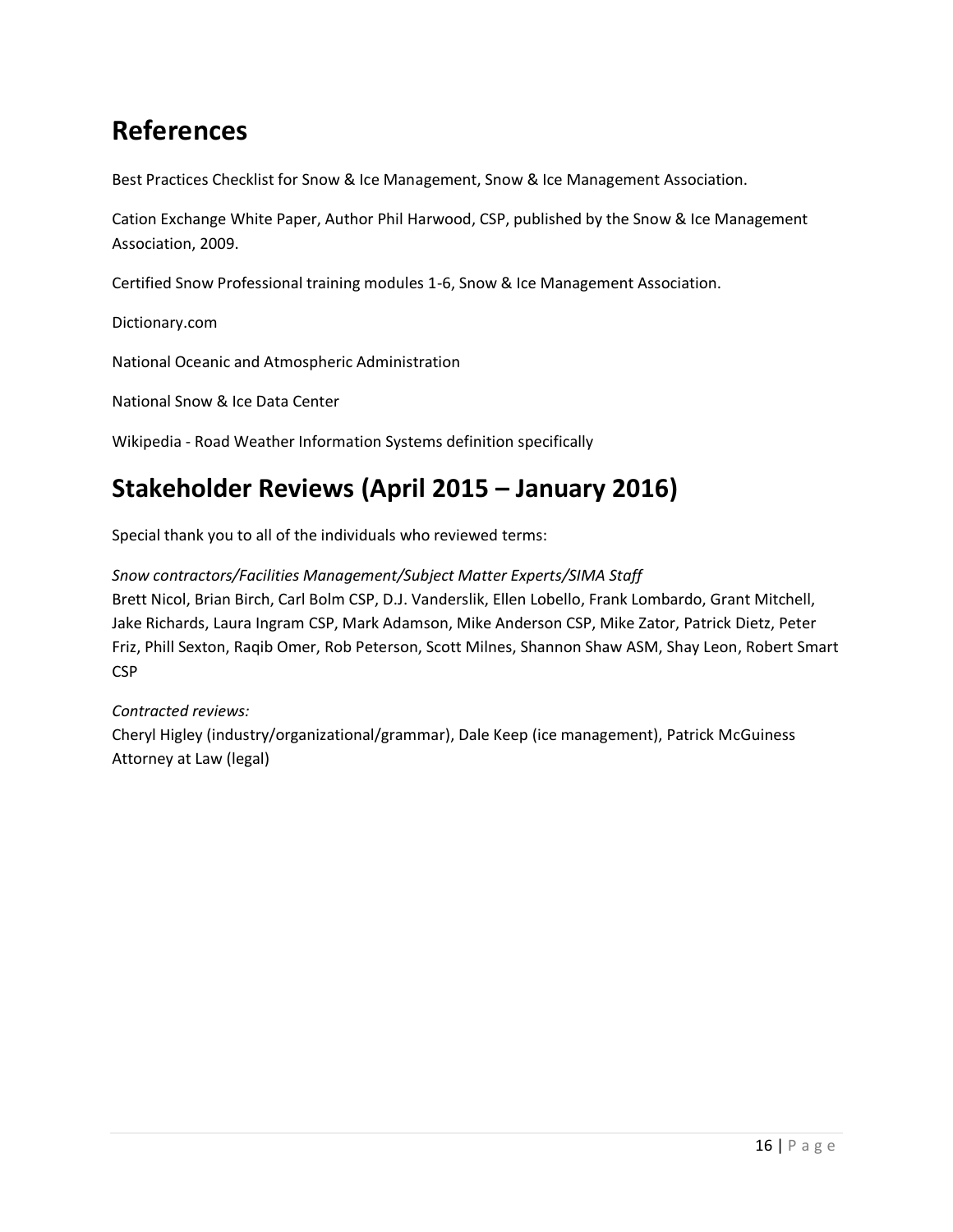# References

Best Practices Checklist for Snow & Ice Management, Snow & Ice Management Association.

Cation Exchange White Paper, Author Phil Harwood, CSP, published by the Snow & Ice Management Association, 2009.

Certified Snow Professional training modules 1-6, Snow & Ice Management Association.

Dictionary.com

National Oceanic and Atmospheric Administration

National Snow & Ice Data Center

Wikipedia - Road Weather Information Systems definition specifically

# Stakeholder Reviews (April 2015 – January 2016)

Special thank you to all of the individuals who reviewed terms:

*Snow contractors/Facilities Management/Subject Matter Experts/SIMA Staff*
Brett Nicol, Brian Birch, Carl Bolm CSP, D.J. Vanderslik, Ellen Lobello, Frank Lombardo, Grant Mitchell, Jake Richards, Laura Ingram CSP, Mark Adamson, Mike Anderson CSP, Mike Zator, Patrick Dietz, Peter Friz, Phill Sexton, Raqib Omer, Rob Peterson, Scott Milnes, Shannon Shaw ASM, Shay Leon, Robert Smart CSP

*Contracted reviews:*
Cheryl Higley (industry/organizational/grammar), Dale Keep (ice management), Patrick McGuiness Attorney at Law (legal)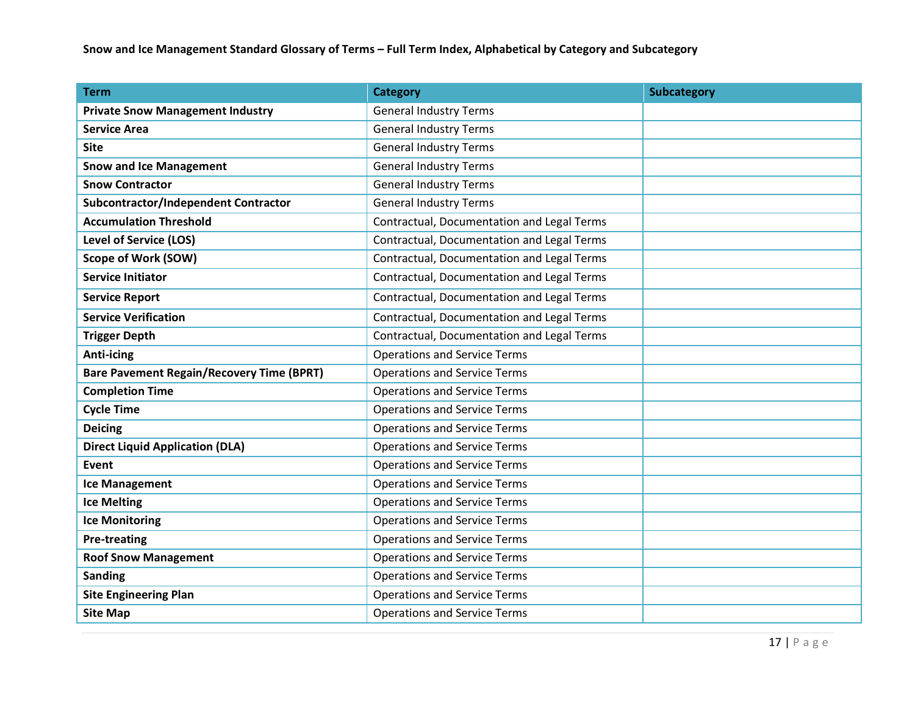**Snow and Ice Management Standard Glossary of Terms – Full Term Index, Alphabetical by Category and Subcategory**

| Term | Category | Subcategory |
|---|---|---|
| **Private Snow Management Industry** | General Industry Terms | |
| **Service Area** | General Industry Terms | |
| **Site** | General Industry Terms | |
| **Snow and Ice Management** | General Industry Terms | |
| **Snow Contractor** | General Industry Terms | |
| **Subcontractor/Independent Contractor** | General Industry Terms | |
| **Accumulation Threshold** | Contractual, Documentation and Legal Terms | |
| **Level of Service (LOS)** | Contractual, Documentation and Legal Terms | |
| **Scope of Work (SOW)** | Contractual, Documentation and Legal Terms | |
| **Service Initiator** | Contractual, Documentation and Legal Terms | |
| **Service Report** | Contractual, Documentation and Legal Terms | |
| **Service Verification** | Contractual, Documentation and Legal Terms | |
| **Trigger Depth** | Contractual, Documentation and Legal Terms | |
| **Anti-icing** | Operations and Service Terms | |
| **Bare Pavement Regain/Recovery Time (BPRT)** | Operations and Service Terms | |
| **Completion Time** | Operations and Service Terms | |
| **Cycle Time** | Operations and Service Terms | |
| **Deicing** | Operations and Service Terms | |
| **Direct Liquid Application (DLA)** | Operations and Service Terms | |
| **Event** | Operations and Service Terms | |
| **Ice Management** | Operations and Service Terms | |
| **Ice Melting** | Operations and Service Terms | |
| **Ice Monitoring** | Operations and Service Terms | |
| **Pre-treating** | Operations and Service Terms | |
| **Roof Snow Management** | Operations and Service Terms | |
| **Sanding** | Operations and Service Terms | |
| **Site Engineering Plan** | Operations and Service Terms | |
| **Site Map** | Operations and Service Terms | |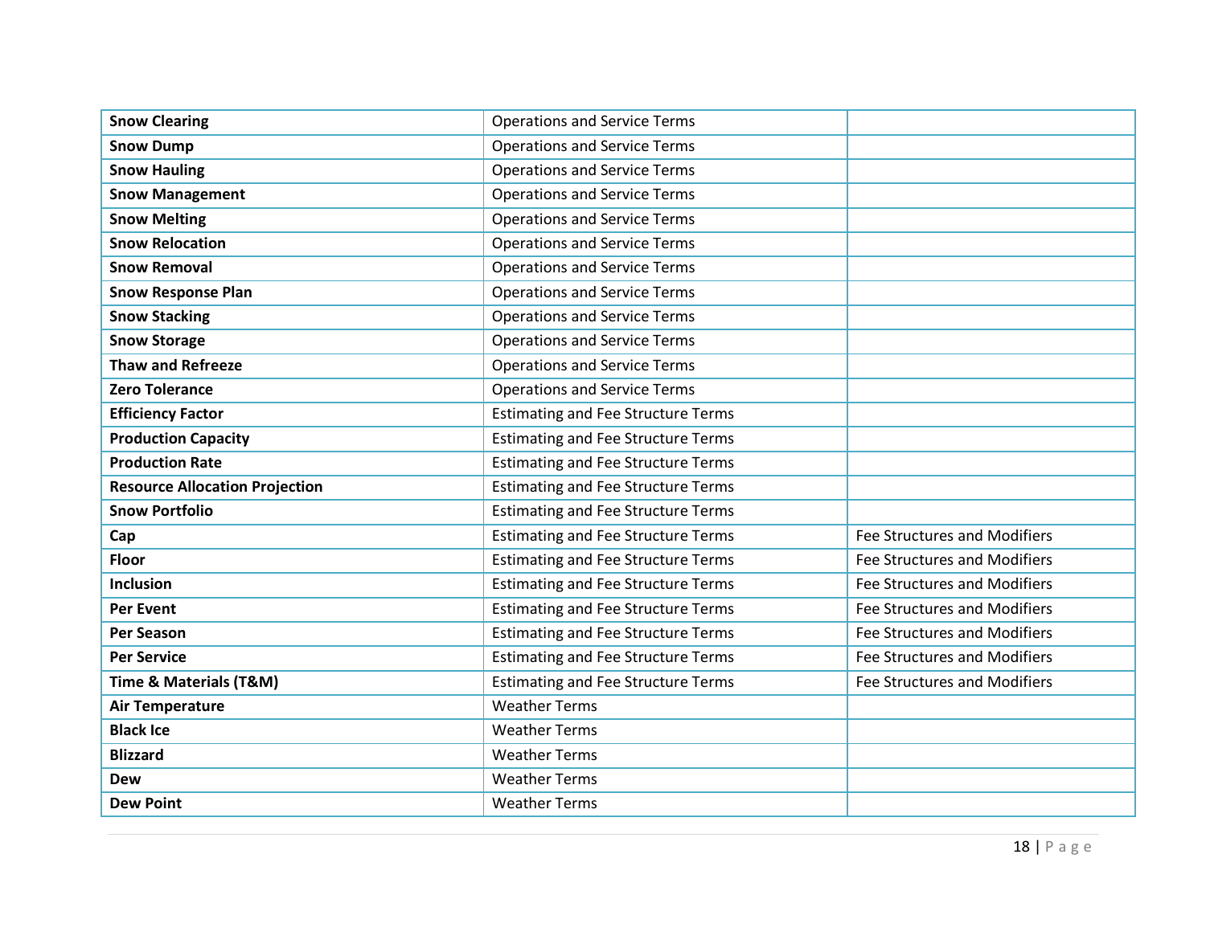| | | |
|---|---|---|
| **Snow Clearing** | Operations and Service Terms | |
| **Snow Dump** | Operations and Service Terms | |
| **Snow Hauling** | Operations and Service Terms | |
| **Snow Management** | Operations and Service Terms | |
| **Snow Melting** | Operations and Service Terms | |
| **Snow Relocation** | Operations and Service Terms | |
| **Snow Removal** | Operations and Service Terms | |
| **Snow Response Plan** | Operations and Service Terms | |
| **Snow Stacking** | Operations and Service Terms | |
| **Snow Storage** | Operations and Service Terms | |
| **Thaw and Refreeze** | Operations and Service Terms | |
| **Zero Tolerance** | Operations and Service Terms | |
| **Efficiency Factor** | Estimating and Fee Structure Terms | |
| **Production Capacity** | Estimating and Fee Structure Terms | |
| **Production Rate** | Estimating and Fee Structure Terms | |
| **Resource Allocation Projection** | Estimating and Fee Structure Terms | |
| **Snow Portfolio** | Estimating and Fee Structure Terms | |
| **Cap** | Estimating and Fee Structure Terms | Fee Structures and Modifiers |
| **Floor** | Estimating and Fee Structure Terms | Fee Structures and Modifiers |
| **Inclusion** | Estimating and Fee Structure Terms | Fee Structures and Modifiers |
| **Per Event** | Estimating and Fee Structure Terms | Fee Structures and Modifiers |
| **Per Season** | Estimating and Fee Structure Terms | Fee Structures and Modifiers |
| **Per Service** | Estimating and Fee Structure Terms | Fee Structures and Modifiers |
| **Time & Materials (T&M)** | Estimating and Fee Structure Terms | Fee Structures and Modifiers |
| **Air Temperature** | Weather Terms | |
| **Black Ice** | Weather Terms | |
| **Blizzard** | Weather Terms | |
| **Dew** | Weather Terms | |
| **Dew Point** | Weather Terms | |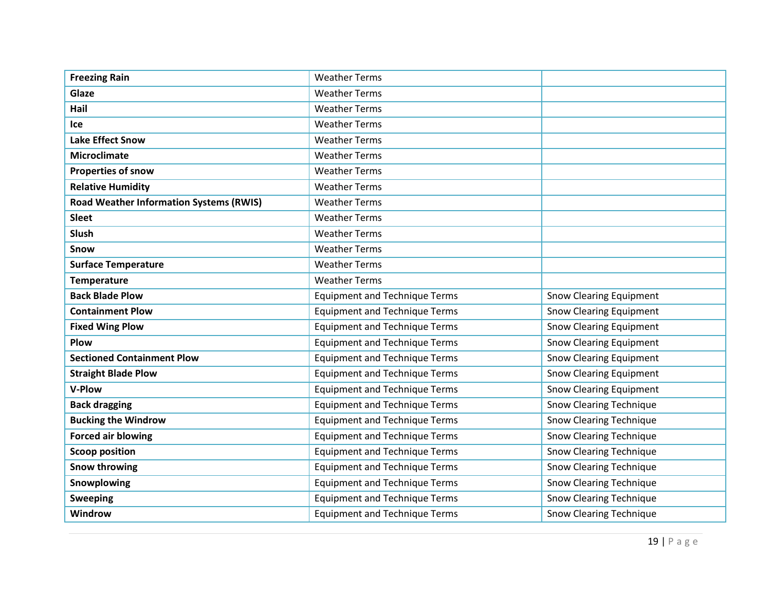| | | |
|---|---|---|
| **Freezing Rain** | Weather Terms | |
| **Glaze** | Weather Terms | |
| **Hail** | Weather Terms | |
| **Ice** | Weather Terms | |
| **Lake Effect Snow** | Weather Terms | |
| **Microclimate** | Weather Terms | |
| **Properties of snow** | Weather Terms | |
| **Relative Humidity** | Weather Terms | |
| **Road Weather Information Systems (RWIS)** | Weather Terms | |
| **Sleet** | Weather Terms | |
| **Slush** | Weather Terms | |
| **Snow** | Weather Terms | |
| **Surface Temperature** | Weather Terms | |
| **Temperature** | Weather Terms | |
| **Back Blade Plow** | Equipment and Technique Terms | Snow Clearing Equipment |
| **Containment Plow** | Equipment and Technique Terms | Snow Clearing Equipment |
| **Fixed Wing Plow** | Equipment and Technique Terms | Snow Clearing Equipment |
| **Plow** | Equipment and Technique Terms | Snow Clearing Equipment |
| **Sectioned Containment Plow** | Equipment and Technique Terms | Snow Clearing Equipment |
| **Straight Blade Plow** | Equipment and Technique Terms | Snow Clearing Equipment |
| **V-Plow** | Equipment and Technique Terms | Snow Clearing Equipment |
| **Back dragging** | Equipment and Technique Terms | Snow Clearing Technique |
| **Bucking the Windrow** | Equipment and Technique Terms | Snow Clearing Technique |
| **Forced air blowing** | Equipment and Technique Terms | Snow Clearing Technique |
| **Scoop position** | Equipment and Technique Terms | Snow Clearing Technique |
| **Snow throwing** | Equipment and Technique Terms | Snow Clearing Technique |
| **Snowplowing** | Equipment and Technique Terms | Snow Clearing Technique |
| **Sweeping** | Equipment and Technique Terms | Snow Clearing Technique |
| **Windrow** | Equipment and Technique Terms | Snow Clearing Technique |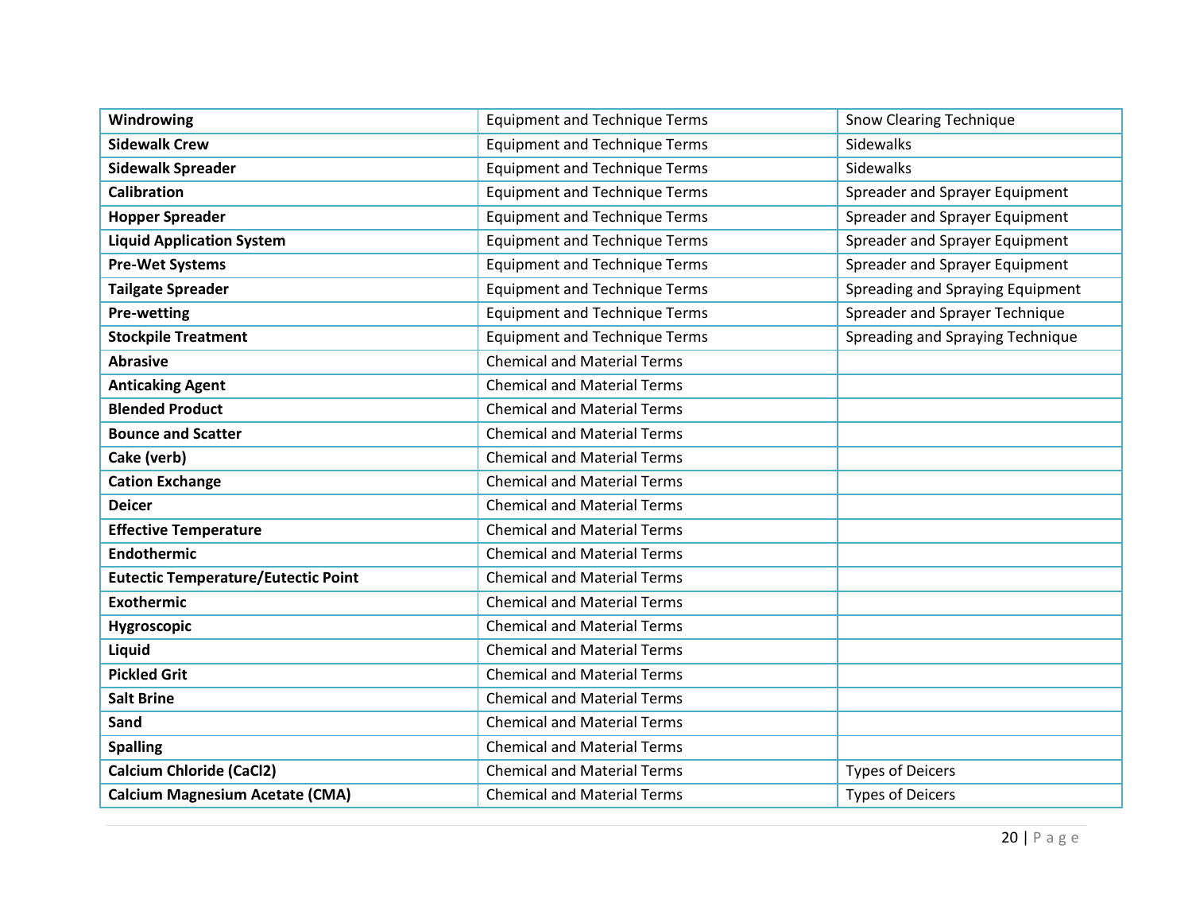| | | |
|---|---|---|
| **Windrowing** | Equipment and Technique Terms | Snow Clearing Technique |
| **Sidewalk Crew** | Equipment and Technique Terms | Sidewalks |
| **Sidewalk Spreader** | Equipment and Technique Terms | Sidewalks |
| **Calibration** | Equipment and Technique Terms | Spreader and Sprayer Equipment |
| **Hopper Spreader** | Equipment and Technique Terms | Spreader and Sprayer Equipment |
| **Liquid Application System** | Equipment and Technique Terms | Spreader and Sprayer Equipment |
| **Pre-Wet Systems** | Equipment and Technique Terms | Spreader and Sprayer Equipment |
| **Tailgate Spreader** | Equipment and Technique Terms | Spreading and Spraying Equipment |
| **Pre-wetting** | Equipment and Technique Terms | Spreader and Sprayer Technique |
| **Stockpile Treatment** | Equipment and Technique Terms | Spreading and Spraying Technique |
| **Abrasive** | Chemical and Material Terms | |
| **Anticaking Agent** | Chemical and Material Terms | |
| **Blended Product** | Chemical and Material Terms | |
| **Bounce and Scatter** | Chemical and Material Terms | |
| **Cake (verb)** | Chemical and Material Terms | |
| **Cation Exchange** | Chemical and Material Terms | |
| **Deicer** | Chemical and Material Terms | |
| **Effective Temperature** | Chemical and Material Terms | |
| **Endothermic** | Chemical and Material Terms | |
| **Eutectic Temperature/Eutectic Point** | Chemical and Material Terms | |
| **Exothermic** | Chemical and Material Terms | |
| **Hygroscopic** | Chemical and Material Terms | |
| **Liquid** | Chemical and Material Terms | |
| **Pickled Grit** | Chemical and Material Terms | |
| **Salt Brine** | Chemical and Material Terms | |
| **Sand** | Chemical and Material Terms | |
| **Spalling** | Chemical and Material Terms | |
| **Calcium Chloride ($CaCl_2$)** | Chemical and Material Terms | Types of Deicers |
| **Calcium Magnesium Acetate (CMA)** | Chemical and Material Terms | Types of Deicers |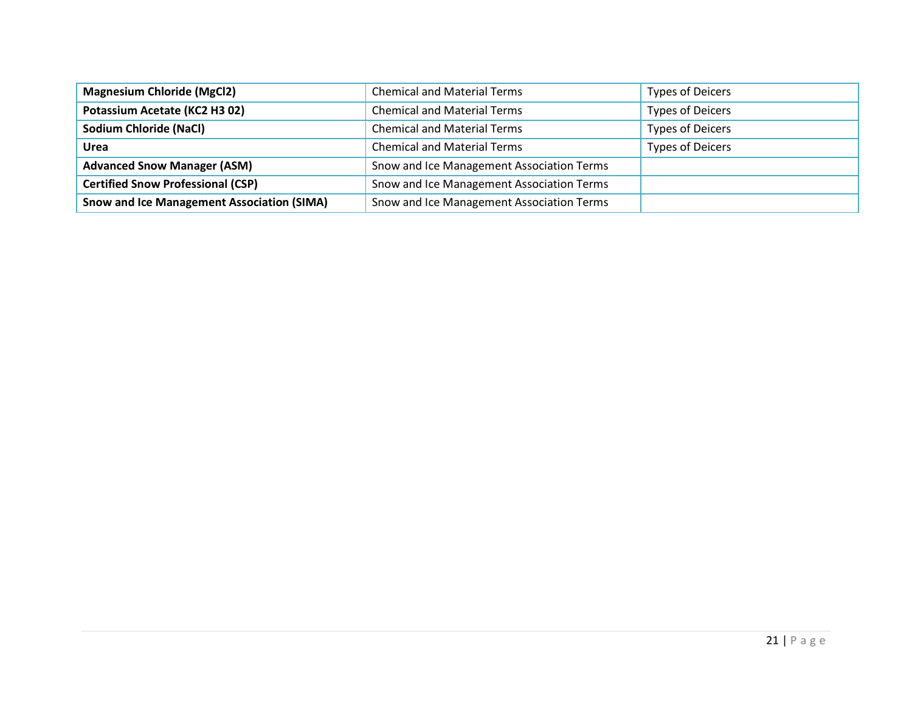| | | |
|---|---|---|
| **Magnesium Chloride ($MgCl_2$)** | Chemical and Material Terms | Types of Deicers |
| **Potassium Acetate (KC2 H3 02)** | Chemical and Material Terms | Types of Deicers |
| **Sodium Chloride (NaCl)** | Chemical and Material Terms | Types of Deicers |
| **Urea** | Chemical and Material Terms | Types of Deicers |
| **Advanced Snow Manager (ASM)** | Snow and Ice Management Association Terms | |
| **Certified Snow Professional (CSP)** | Snow and Ice Management Association Terms | |
| **Snow and Ice Management Association (SIMA)** | Snow and Ice Management Association Terms | |